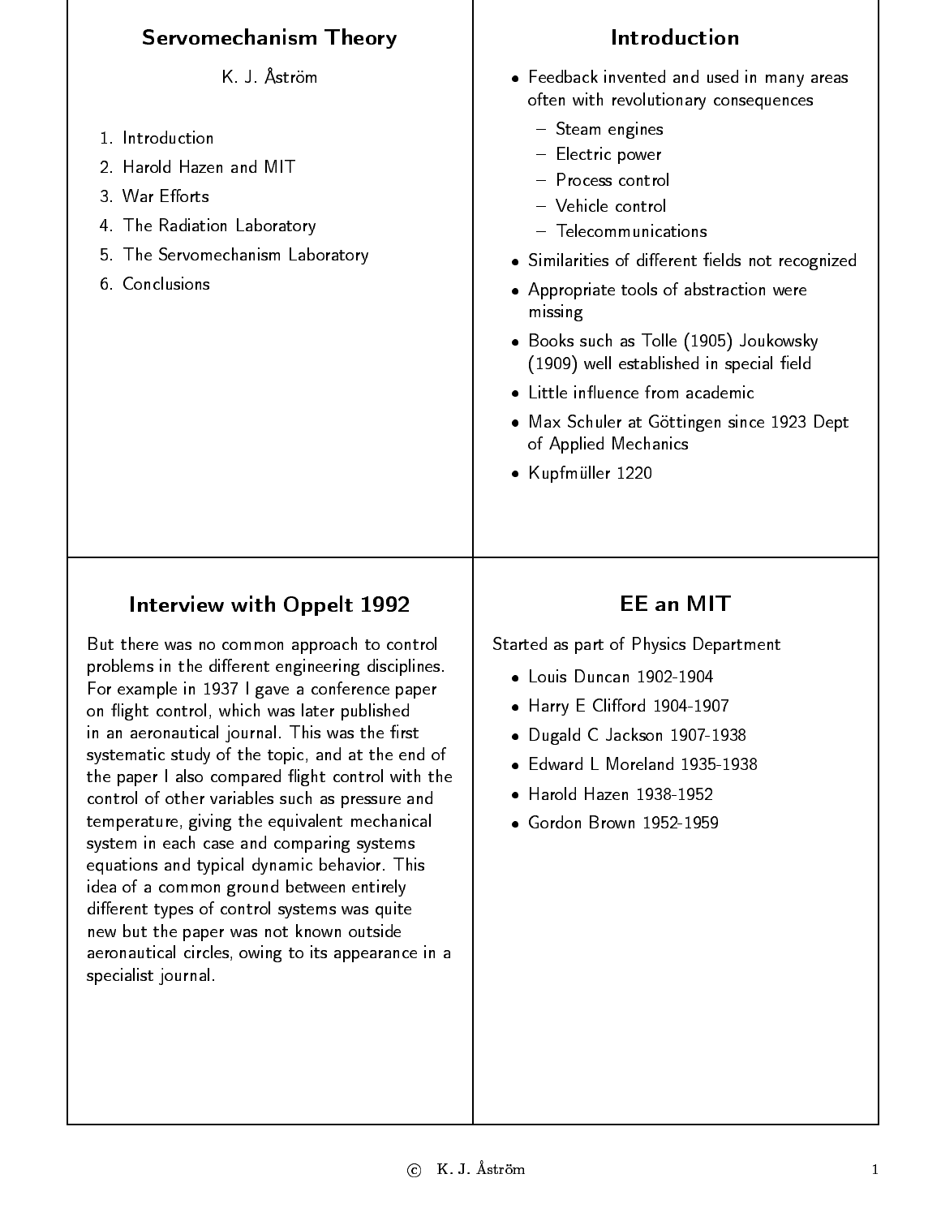# Servomechanism Theory

K. J. Åström

1. Introduction
2. Harold Hazen and MIT
3. War Efforts
4. The Radiation Laboratory
5. The Servomechanism Laboratory
6. Conclusions

## Introduction

- Feedback invented and used in many areas often with revolutionary consequences
  - Steam engines
  - Electric power
  - Process control
  - Vehicle control
  - Telecommunications
- Similarities of different fields not recognized
- Appropriate tools of abstraction were missing
- Books such as Tolle (1905) Joukowsky (1909) well established in special field
- Little influence from academic
- Max Schuler at Göttingen since 1923 Dept of Applied Mechanics
- Kupfmüller 1220

## Interview with Oppelt 1992

But there was no common approach to control problems in the different engineering disciplines. For example in 1937 I gave a conference paper on flight control, which was later published in an aeronautical journal. This was the first systematic study of the topic, and at the end of the paper I also compared flight control with the control of other variables such as pressure and temperature, giving the equivalent mechanical system in each case and comparing systems equations and typical dynamic behavior. This idea of a common ground between entirely different types of control systems was quite new but the paper was not known outside aeronautical circles, owing to its appearance in a specialist journal.

## EE an MIT

Started as part of Physics Department

- Louis Duncan 1902-1904
- Harry E Clifford 1904-1907
- Dugald C Jackson 1907-1938
- Edward L Moreland 1935-1938
- Harold Hazen 1938-1952
- Gordon Brown 1952-1959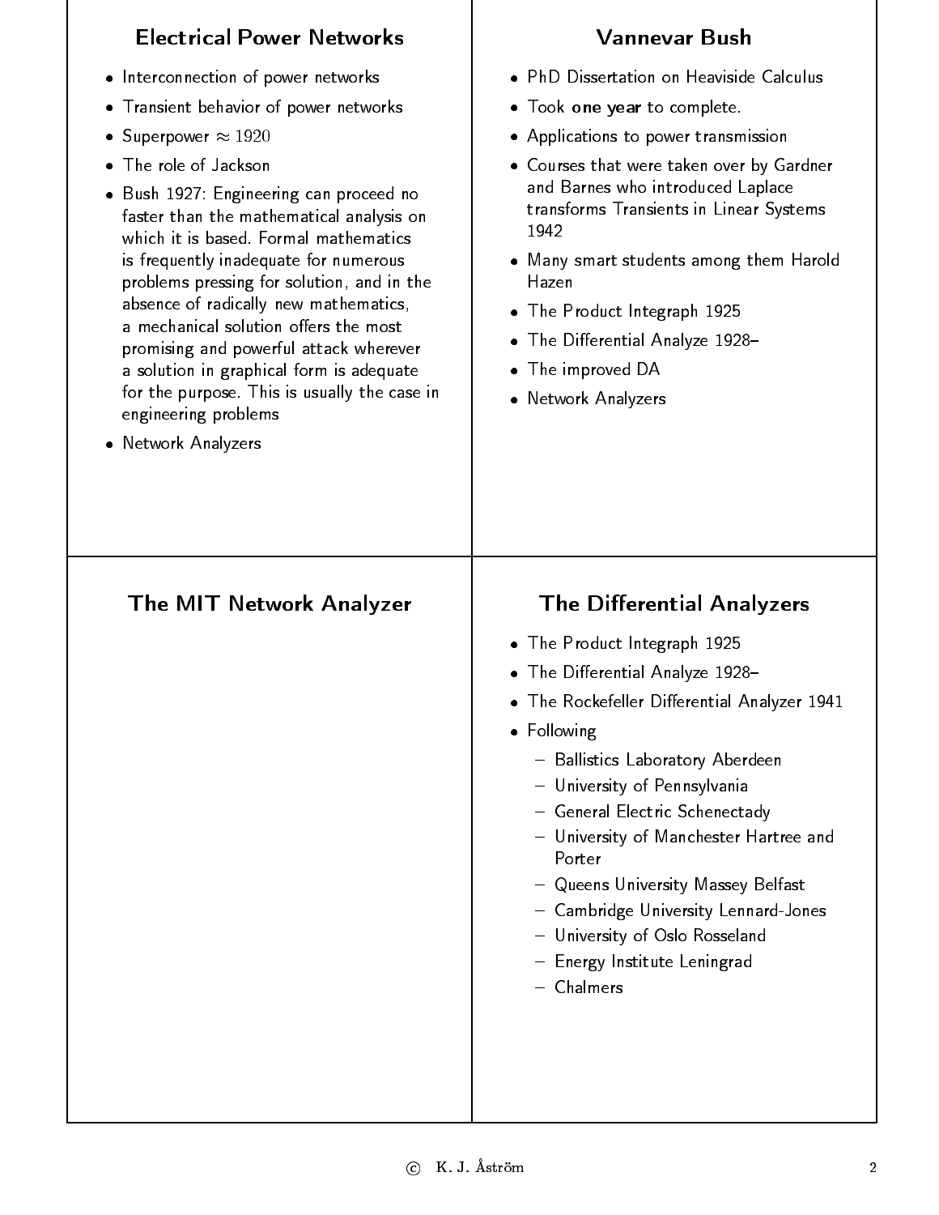## Electrical Power Networks

- Interconnection of power networks
- Transient behavior of power networks
- Superpower $\approx 1920$
- The role of Jackson
- Bush 1927: Engineering can proceed no faster than the mathematical analysis on which it is based. Formal mathematics is frequently inadequate for numerous problems pressing for solution, and in the absence of radically new mathematics, a mechanical solution offers the most promising and powerful attack wherever a solution in graphical form is adequate for the purpose. This is usually the case in engineering problems
- Network Analyzers

## Vannevar Bush

- PhD Dissertation on Heaviside Calculus
- Took **one year** to complete.
- Applications to power transmission
- Courses that were taken over by Gardner and Barnes who introduced Laplace transforms Transients in Linear Systems 1942
- Many smart students among them Harold Hazen
- The Product Integraph 1925
- The Differential Analyze 1928–
- The improved DA
- Network Analyzers

## The MIT Network Analyzer

## The Differential Analyzers

- The Product Integraph 1925
- The Differential Analyze 1928–
- The Rockefeller Differential Analyzer 1941
- Following
  - Ballistics Laboratory Aberdeen
  - University of Pennsylvania
  - General Electric Schenectady
  - University of Manchester Hartree and Porter
  - Queens University Massey Belfast
  - Cambridge University Lennard-Jones
  - University of Oslo Rosseland
  - Energy Institute Leningrad
  - Chalmers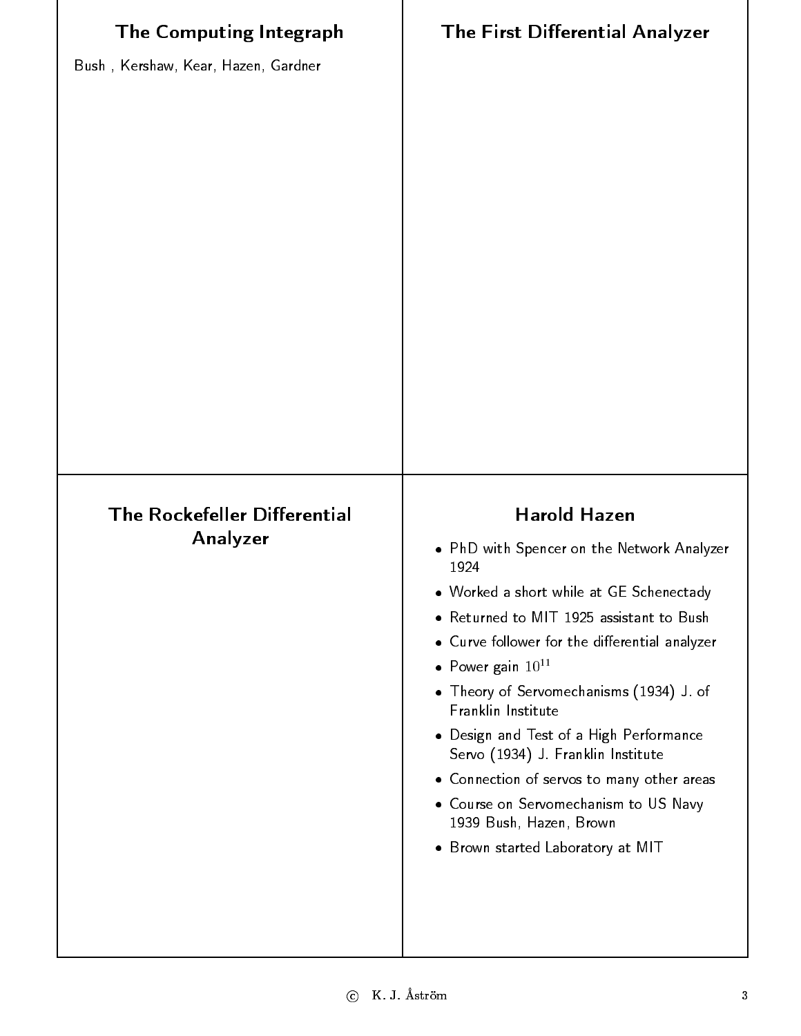## The Computing Integraph

Bush , Kershaw, Kear, Hazen, Gardner

## The First Differential Analyzer

## The Rockefeller Differential Analyzer

## Harold Hazen

- PhD with Spencer on the Network Analyzer 1924
- Worked a short while at GE Schenectady
- Returned to MIT 1925 assistant to Bush
- Curve follower for the differential analyzer
- Power gain $10^{11}$
- Theory of Servomechanisms (1934) J. of Franklin Institute
- Design and Test of a High Performance Servo (1934) J. Franklin Institute
- Connection of servos to many other areas
- Course on Servomechanism to US Navy 1939 Bush, Hazen, Brown
- Brown started Laboratory at MIT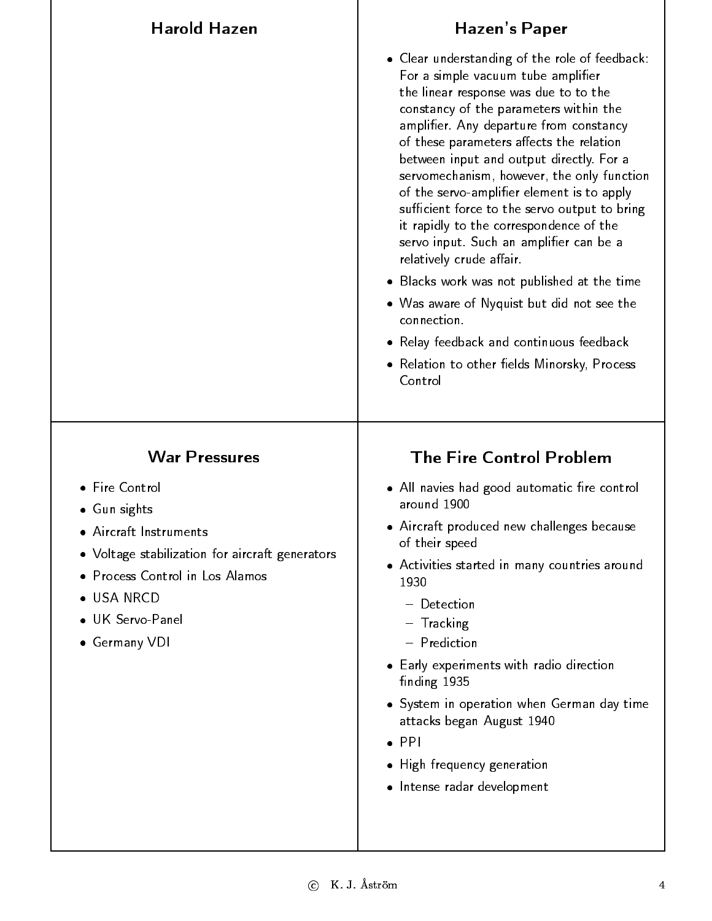## Harold Hazen

## Hazen's Paper

- Clear understanding of the role of feedback: For a simple vacuum tube amplifier the linear response was due to to the constancy of the parameters within the amplifier. Any departure from constancy of these parameters affects the relation between input and output directly. For a servomechanism, however, the only function of the servo-amplifier element is to apply sufficient force to the servo output to bring it rapidly to the correspondence of the servo input. Such an amplifier can be a relatively crude affair.
- Blacks work was not published at the time
- Was aware of Nyquist but did not see the connection.
- Relay feedback and continuous feedback
- Relation to other fields Minorsky, Process Control

## War Pressures

- Fire Control
- Gun sights
- Aircraft Instruments
- Voltage stabilization for aircraft generators
- Process Control in Los Alamos
- USA NRCD
- UK Servo-Panel
- Germany VDI

## The Fire Control Problem

- All navies had good automatic fire control around 1900
- Aircraft produced new challenges because of their speed
- Activities started in many countries around 1930
  - Detection
  - Tracking
  - Prediction
- Early experiments with radio direction finding 1935
- System in operation when German day time attacks began August 1940
- PPI
- High frequency generation
- Intense radar development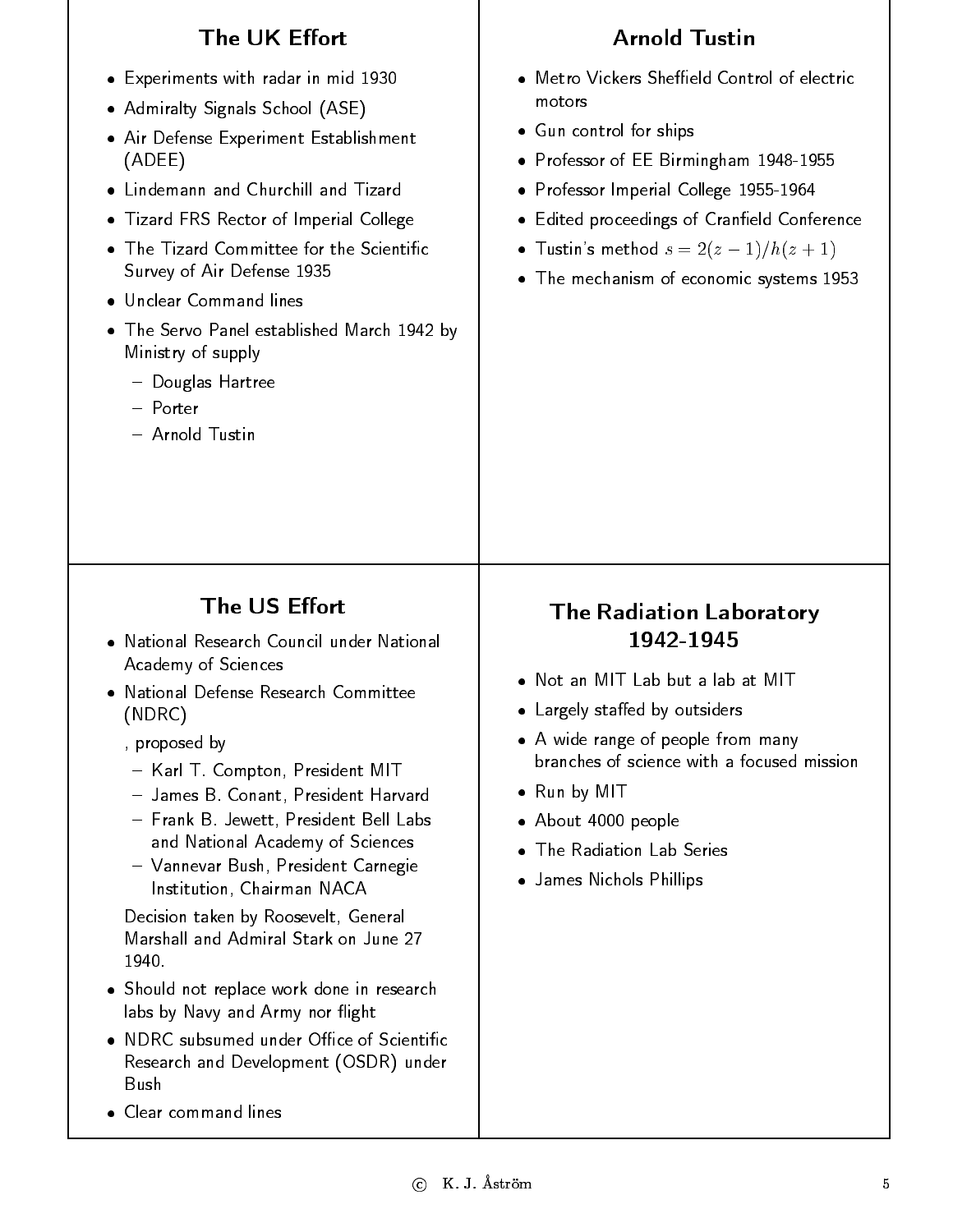## The UK Effort

- Experiments with radar in mid 1930
- Admiralty Signals School (ASE)
- Air Defense Experiment Establishment (ADEE)
- Lindemann and Churchill and Tizard
- Tizard FRS Rector of Imperial College
- The Tizard Committee for the Scientific Survey of Air Defense 1935
- Unclear Command lines
- The Servo Panel established March 1942 by Ministry of supply
  - Douglas Hartree
  - Porter
  - Arnold Tustin

## Arnold Tustin

- Metro Vickers Sheffield Control of electric motors
- Gun control for ships
- Professor of EE Birmingham 1948-1955
- Professor Imperial College 1955-1964
- Edited proceedings of Cranfield Conference
- Tustin's method $s = 2(z-1)/h(z+1)$
- The mechanism of economic systems 1953

## The US Effort

- National Research Council under National Academy of Sciences
- National Defense Research Committee (NDRC)

  , proposed by
  - Karl T. Compton, President MIT
  - James B. Conant, President Harvard
  - Frank B. Jewett, President Bell Labs and National Academy of Sciences
  - Vannevar Bush, President Carnegie Institution, Chairman NACA

  Decision taken by Roosevelt, General Marshall and Admiral Stark on June 27 1940.
- Should not replace work done in research labs by Navy and Army nor flight
- NDRC subsumed under Office of Scientific Research and Development (OSDR) under Bush
- Clear command lines

## The Radiation Laboratory 1942-1945

- Not an MIT Lab but a lab at MIT
- Largely staffed by outsiders
- A wide range of people from many branches of science with a focused mission
- Run by MIT
- About 4000 people
- The Radiation Lab Series
- James Nichols Phillips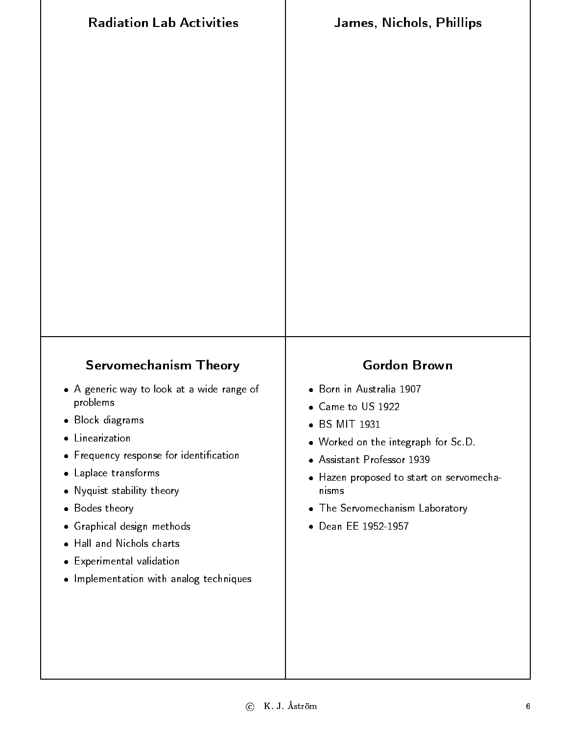## Radiation Lab Activities

## James, Nichols, Phillips

## Servomechanism Theory

- A generic way to look at a wide range of problems
- Block diagrams
- Linearization
- Frequency response for identification
- Laplace transforms
- Nyquist stability theory
- Bodes theory
- Graphical design methods
- Hall and Nichols charts
- Experimental validation
- Implementation with analog techniques

## Gordon Brown

- Born in Australia 1907
- Came to US 1922
- BS MIT 1931
- Worked on the integraph for Sc.D.
- Assistant Professor 1939
- Hazen proposed to start on servomechanisms
- The Servomechanism Laboratory
- Dean EE 1952-1957

© K. J. Åström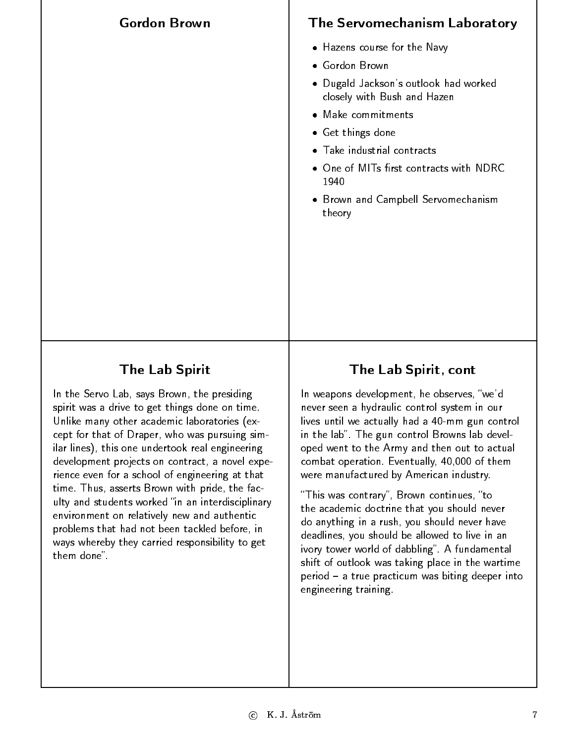## Gordon Brown

## The Servomechanism Laboratory

- Hazens course for the Navy
- Gordon Brown
- Dugald Jackson's outlook had worked closely with Bush and Hazen
- Make commitments
- Get things done
- Take industrial contracts
- One of MITs first contracts with NDRC 1940
- Brown and Campbell Servomechanism theory

## The Lab Spirit

In the Servo Lab, says Brown, the presiding spirit was a drive to get things done on time. Unlike many other academic laboratories (except for that of Draper, who was pursuing similar lines), this one undertook real engineering development projects on contract, a novel experience even for a school of engineering at that time. Thus, asserts Brown with pride, the faculty and students worked "in an interdisciplinary environment on relatively new and authentic problems that had not been tackled before, in ways whereby they carried responsibility to get them done".

## The Lab Spirit, cont

In weapons development, he observes, "we'd never seen a hydraulic control system in our lives until we actually had a 40-mm gun control in the lab". The gun control Browns lab developed went to the Army and then out to actual combat operation. Eventually, 40,000 of them were manufactured by American industry.

"This was contrary", Brown continues, "to the academic doctrine that you should never do anything in a rush, you should never have deadlines, you should be allowed to live in an ivory tower world of dabbling". A fundamental shift of outlook was taking place in the wartime period – a true practicum was biting deeper into engineering training.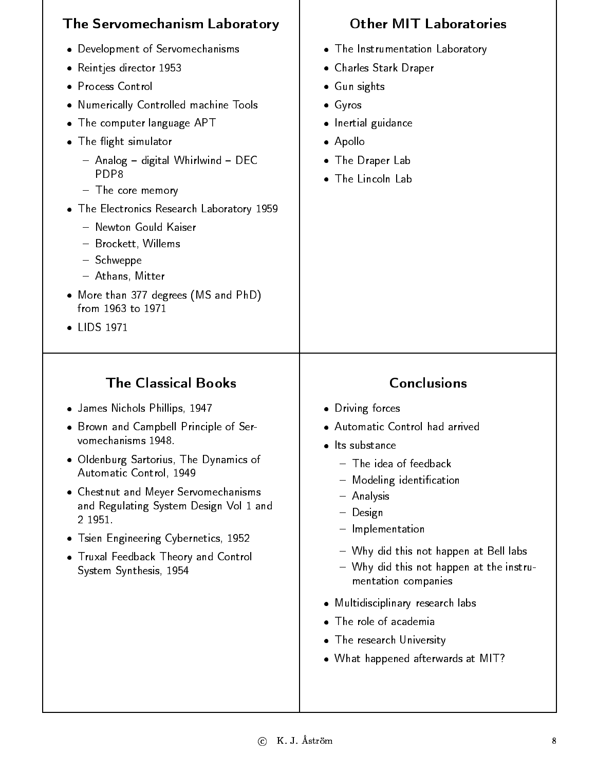## The Servomechanism Laboratory

- Development of Servomechanisms
- Reintjes director 1953
- Process Control
- Numerically Controlled machine Tools
- The computer language APT
- The flight simulator
  - Analog – digital Whirlwind – DEC PDP8
  - The core memory
- The Electronics Research Laboratory 1959
  - Newton Gould Kaiser
  - Brockett, Willems
  - Schweppe
  - Athans, Mitter
- More than 377 degrees (MS and PhD) from 1963 to 1971
- LIDS 1971

## Other MIT Laboratories

- The Instrumentation Laboratory
- Charles Stark Draper
- Gun sights
- Gyros
- Inertial guidance
- Apollo
- The Draper Lab
- The Lincoln Lab

## The Classical Books

- James Nichols Phillips, 1947
- Brown and Campbell Principle of Servomechanisms 1948.
- Oldenburg Sartorius, The Dynamics of Automatic Control, 1949
- Chestnut and Meyer Servomechanisms and Regulating System Design Vol 1 and 2 1951.
- Tsien Engineering Cybernetics, 1952
- Truxal Feedback Theory and Control System Synthesis, 1954

## Conclusions

- Driving forces
- Automatic Control had arrived
- Its substance
  - The idea of feedback
  - Modeling identification
  - Analysis
  - Design
  - Implementation
  - Why did this not happen at Bell labs
  - Why did this not happen at the instrumentation companies
- Multidisciplinary research labs
- The role of academia
- The research University
- What happened afterwards at MIT?